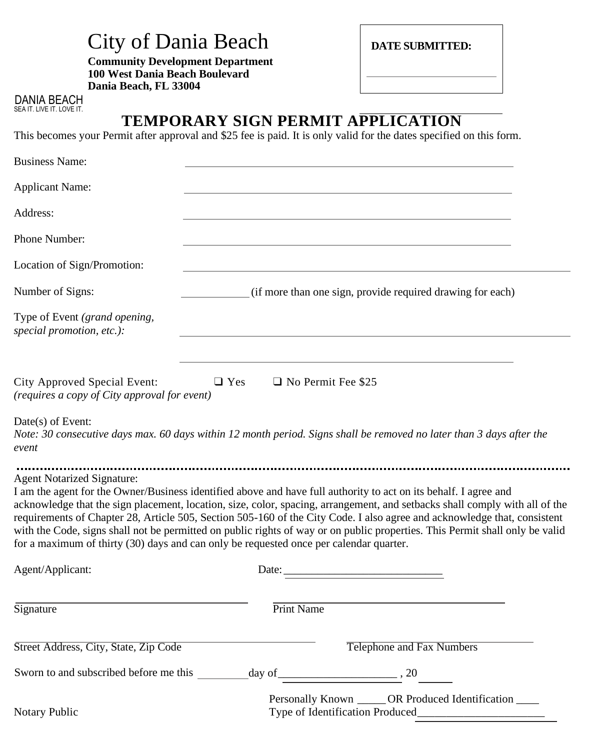# City of Dania Beach

**Community Development Department**
**100 West Dania Beach Boulevard**
**Dania Beach, FL 33004**

DANIA BEACH
SEA IT. LIVE IT. LOVE IT.

**DATE SUBMITTED:** ____________________

## TEMPORARY SIGN PERMIT APPLICATION

This becomes your Permit after approval and $25 fee is paid. It is only valid for the dates specified on this form.

Business Name: ____________________________________________

Applicant Name: ____________________________________________

Address: ____________________________________________

Phone Number: ____________________________________________

Location of Sign/Promotion: ____________________________________________

Number of Signs: __________ (if more than one sign, provide required drawing for each)

Type of Event *(grand opening, special promotion, etc.):* ____________________________________________

____________________________________________

City Approved Special Event: ❑ Yes ❑ No Permit Fee $25
*(requires a copy of City approval for event)*

Date(s) of Event:
*Note: 30 consecutive days max. 60 days within 12 month period. Signs shall be removed no later than 3 days after the event*

---

Agent Notarized Signature:
I am the agent for the Owner/Business identified above and have full authority to act on its behalf. I agree and acknowledge that the sign placement, location, size, color, spacing, arrangement, and setbacks shall comply with all of the requirements of Chapter 28, Article 505, Section 505-160 of the City Code. I also agree and acknowledge that, consistent with the Code, signs shall not be permitted on public rights of way or on public properties. This Permit shall only be valid for a maximum of thirty (30) days and can only be requested once per calendar quarter.

Agent/Applicant: Date: ____________________________

______________________________ ______________________________
Signature Print Name

______________________________ ______________________________
Street Address, City, State, Zip Code Telephone and Fax Numbers

Sworn to and subscribed before me this ________ day of ____________________ , 20 _____

Notary Public

Personally Known _____ OR Produced Identification ____
Type of Identification Produced______________________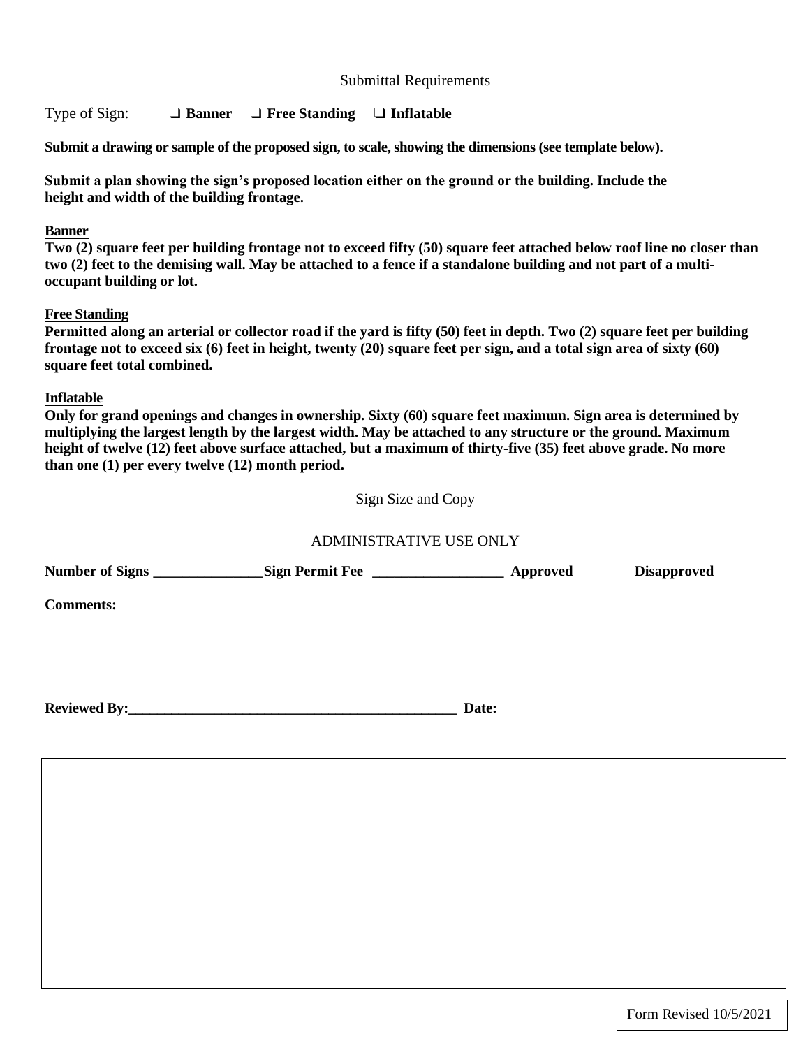Submittal Requirements

Type of Sign: ❑ **Banner** ❑ **Free Standing** ❑ **Inflatable**

**Submit a drawing or sample of the proposed sign, to scale, showing the dimensions (see template below).**

**Submit a plan showing the sign's proposed location either on the ground or the building. Include the height and width of the building frontage.**

**Banner**

**Two (2) square feet per building frontage not to exceed fifty (50) square feet attached below roof line no closer than two (2) feet to the demising wall. May be attached to a fence if a standalone building and not part of a multi-occupant building or lot.**

**Free Standing**

**Permitted along an arterial or collector road if the yard is fifty (50) feet in depth. Two (2) square feet per building frontage not to exceed six (6) feet in height, twenty (20) square feet per sign, and a total sign area of sixty (60) square feet total combined.**

**Inflatable**

**Only for grand openings and changes in ownership. Sixty (60) square feet maximum. Sign area is determined by multiplying the largest length by the largest width. May be attached to any structure or the ground. Maximum height of twelve (12) feet above surface attached, but a maximum of thirty-five (35) feet above grade. No more than one (1) per every twelve (12) month period.**

Sign Size and Copy

ADMINISTRATIVE USE ONLY

**Number of Signs** _______________ **Sign Permit Fee** __________________ **Approved** **Disapproved**

**Comments:**

**Reviewed By:**_______________________________________________ **Date:**

Form Revised 10/5/2021